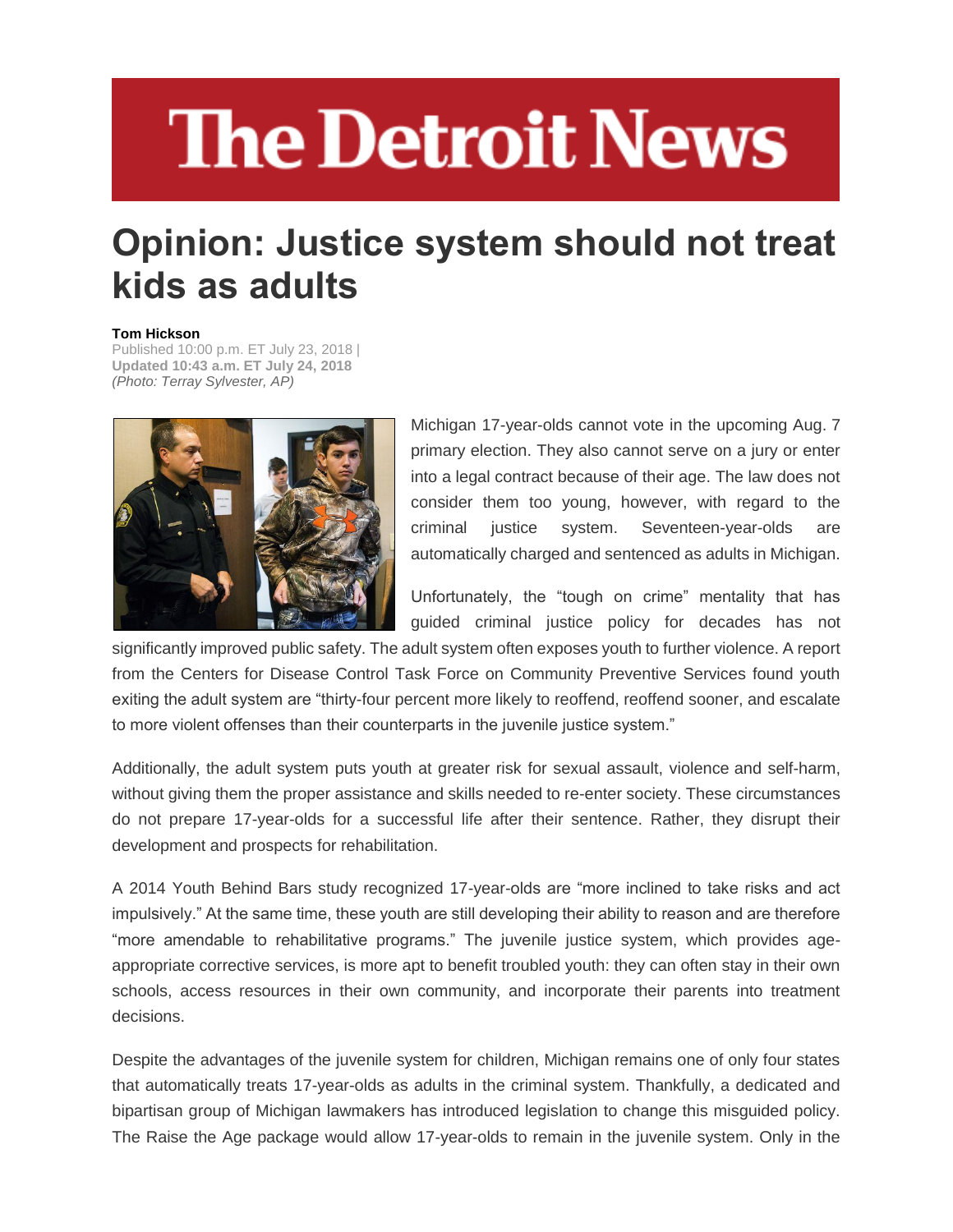# The Detroit News

# Opinion: Justice system should not treat kids as adults

**Tom Hickson**
Published 10:00 p.m. ET July 23, 2018 |
**Updated 10:43 a.m. ET July 24, 2018**
*(Photo: Terray Sylvester, AP)*

Michigan 17-year-olds cannot vote in the upcoming Aug. 7 primary election. They also cannot serve on a jury or enter into a legal contract because of their age. The law does not consider them too young, however, with regard to the criminal justice system. Seventeen-year-olds are automatically charged and sentenced as adults in Michigan.

Unfortunately, the "tough on crime" mentality that has guided criminal justice policy for decades has not significantly improved public safety. The adult system often exposes youth to further violence. A report from the Centers for Disease Control Task Force on Community Preventive Services found youth exiting the adult system are "thirty-four percent more likely to reoffend, reoffend sooner, and escalate to more violent offenses than their counterparts in the juvenile justice system."

Additionally, the adult system puts youth at greater risk for sexual assault, violence and self-harm, without giving them the proper assistance and skills needed to re-enter society. These circumstances do not prepare 17-year-olds for a successful life after their sentence. Rather, they disrupt their development and prospects for rehabilitation.

A 2014 Youth Behind Bars study recognized 17-year-olds are "more inclined to take risks and act impulsively." At the same time, these youth are still developing their ability to reason and are therefore "more amendable to rehabilitative programs." The juvenile justice system, which provides age-appropriate corrective services, is more apt to benefit troubled youth: they can often stay in their own schools, access resources in their own community, and incorporate their parents into treatment decisions.

Despite the advantages of the juvenile system for children, Michigan remains one of only four states that automatically treats 17-year-olds as adults in the criminal system. Thankfully, a dedicated and bipartisan group of Michigan lawmakers has introduced legislation to change this misguided policy. The Raise the Age package would allow 17-year-olds to remain in the juvenile system. Only in the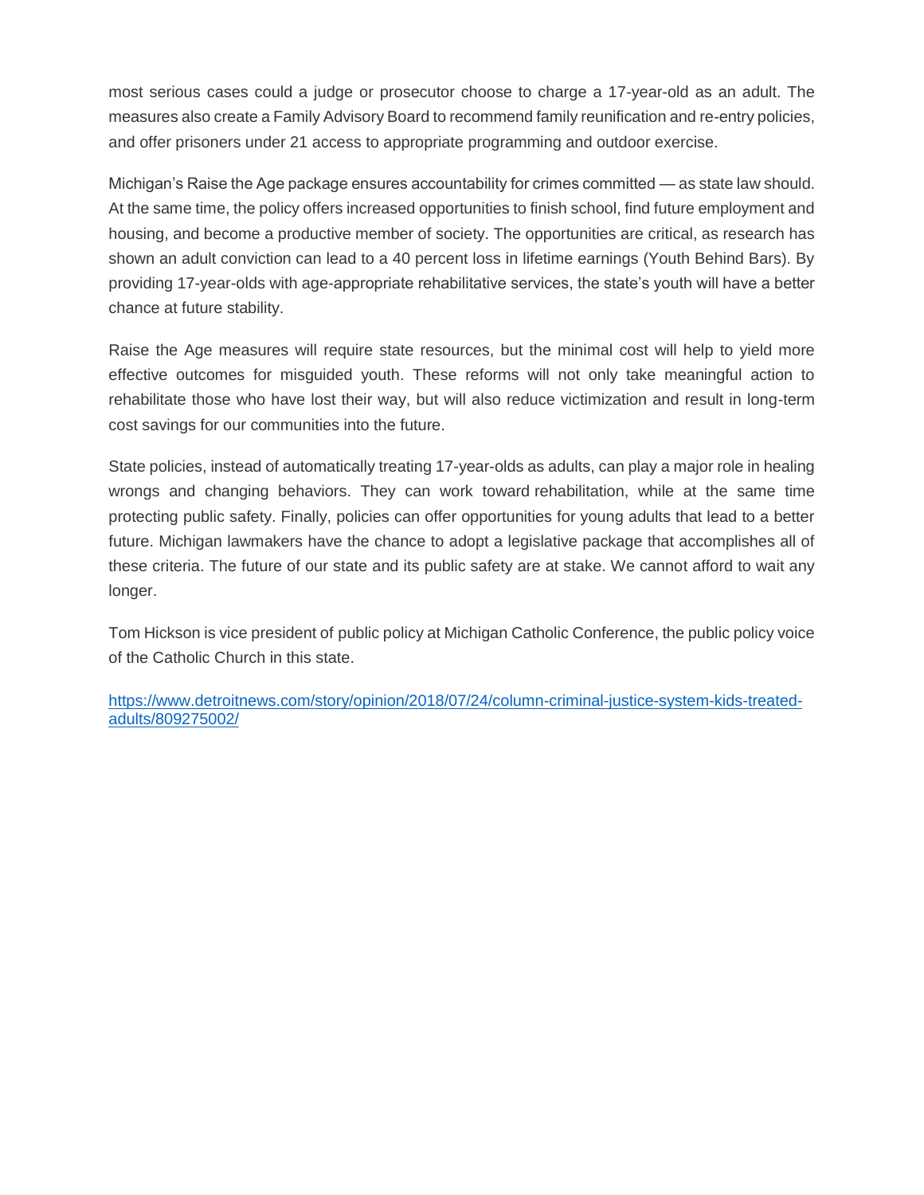most serious cases could a judge or prosecutor choose to charge a 17-year-old as an adult. The measures also create a Family Advisory Board to recommend family reunification and re-entry policies, and offer prisoners under 21 access to appropriate programming and outdoor exercise.

Michigan's Raise the Age package ensures accountability for crimes committed — as state law should. At the same time, the policy offers increased opportunities to finish school, find future employment and housing, and become a productive member of society. The opportunities are critical, as research has shown an adult conviction can lead to a 40 percent loss in lifetime earnings (Youth Behind Bars). By providing 17-year-olds with age-appropriate rehabilitative services, the state's youth will have a better chance at future stability.

Raise the Age measures will require state resources, but the minimal cost will help to yield more effective outcomes for misguided youth. These reforms will not only take meaningful action to rehabilitate those who have lost their way, but will also reduce victimization and result in long-term cost savings for our communities into the future.

State policies, instead of automatically treating 17-year-olds as adults, can play a major role in healing wrongs and changing behaviors. They can work toward rehabilitation, while at the same time protecting public safety. Finally, policies can offer opportunities for young adults that lead to a better future. Michigan lawmakers have the chance to adopt a legislative package that accomplishes all of these criteria. The future of our state and its public safety are at stake. We cannot afford to wait any longer.

Tom Hickson is vice president of public policy at Michigan Catholic Conference, the public policy voice of the Catholic Church in this state.

https://www.detroitnews.com/story/opinion/2018/07/24/column-criminal-justice-system-kids-treated-adults/809275002/